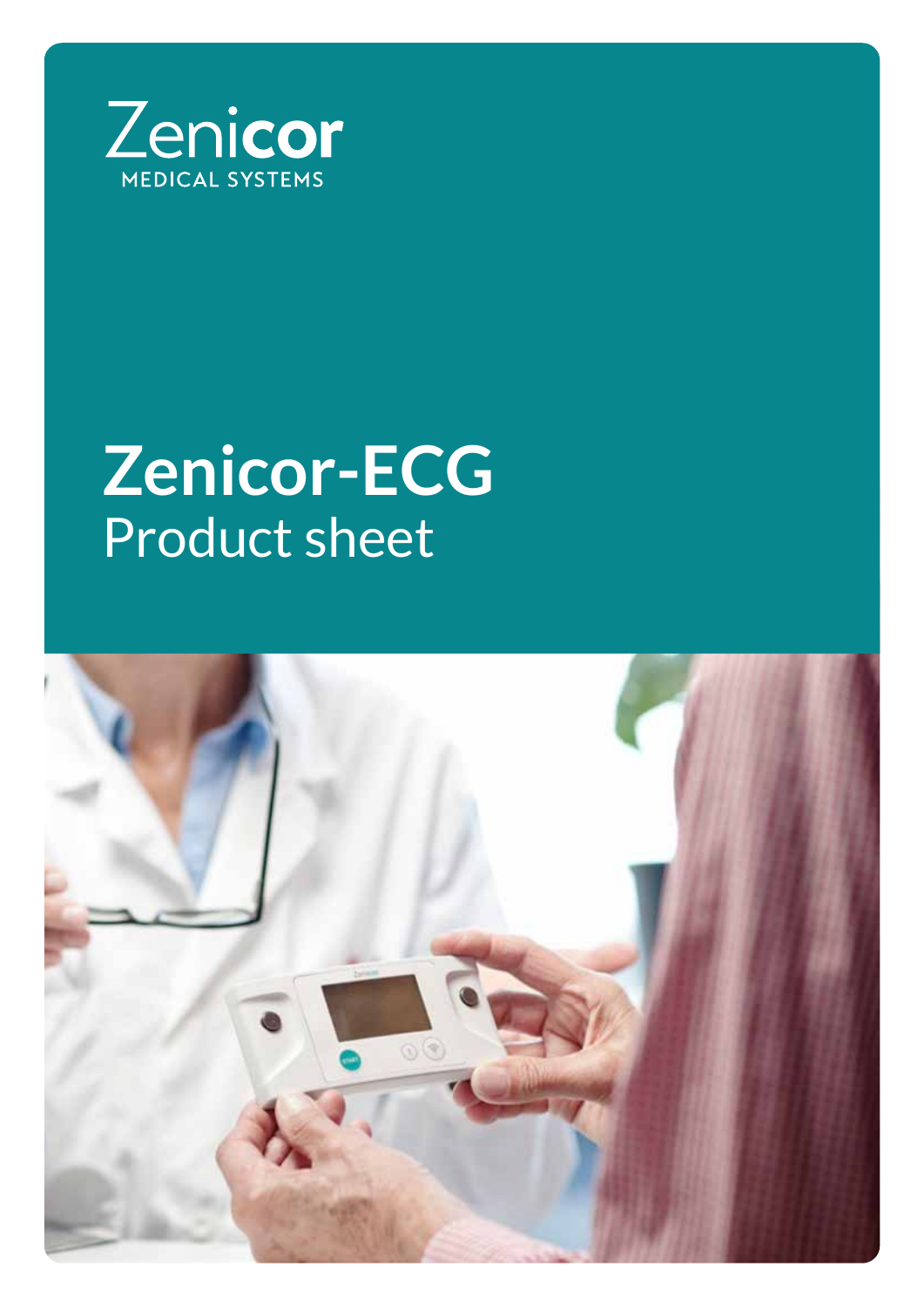Zenicor
MEDICAL SYSTEMS

# Zenicor-ECG

## Product sheet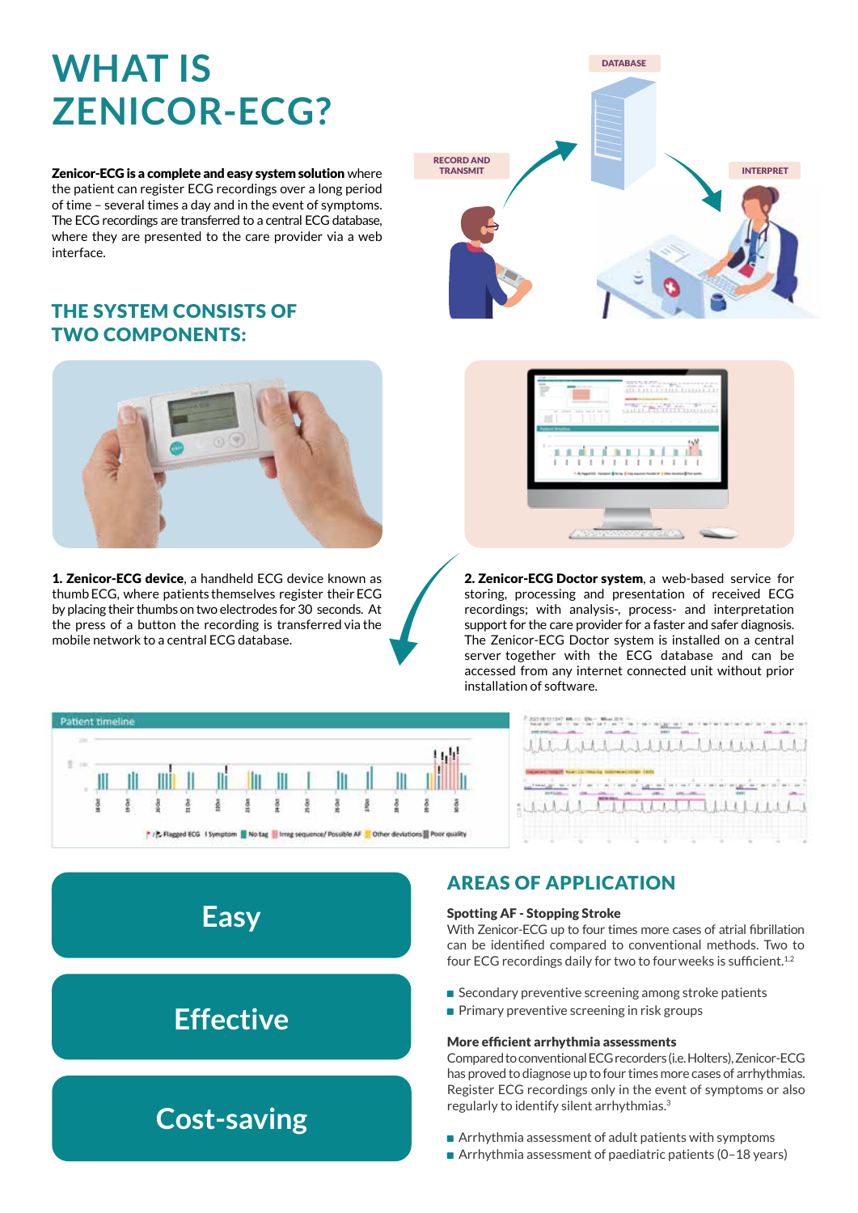# WHAT IS ZENICOR-ECG?

**Zenicor-ECG is a complete and easy system solution** where the patient can register ECG recordings over a long period of time – several times a day and in the event of symptoms. The ECG recordings are transferred to a central ECG database, where they are presented to the care provider via a web interface.

RECORD AND TRANSMIT

DATABASE

INTERPRET

## THE SYSTEM CONSISTS OF TWO COMPONENTS:

**1. Zenicor-ECG device**, a handheld ECG device known as thumb ECG, where patients themselves register their ECG by placing their thumbs on two electrodes for 30 seconds. At the press of a button the recording is transferred via the mobile network to a central ECG database.

**2. Zenicor-ECG Doctor system**, a web-based service for storing, processing and presentation of received ECG recordings; with analysis-, process- and interpretation support for the care provider for a faster and safer diagnosis. The Zenicor-ECG Doctor system is installed on a central server together with the ECG database and can be accessed from any internet connected unit without prior installation of software.

Patient timeline

Flagged ECG | Symptom | No tag | Irreg sequence/ Possible AF | Other deviations | Poor quality

**Easy**

**Effective**

**Cost-saving**

## AREAS OF APPLICATION

### Spotting AF - Stopping Stroke

With Zenicor-ECG up to four times more cases of atrial fibrillation can be identified compared to conventional methods. Two to four ECG recordings daily for two to four weeks is sufficient.[1,2]

- Secondary preventive screening among stroke patients
- Primary preventive screening in risk groups

### More efficient arrhythmia assessments

Compared to conventional ECG recorders (i.e. Holters), Zenicor-ECG has proved to diagnose up to four times more cases of arrhythmias. Register ECG recordings only in the event of symptoms or also regularly to identify silent arrhythmias.[3]

- Arrhythmia assessment of adult patients with symptoms
- Arrhythmia assessment of paediatric patients (0–18 years)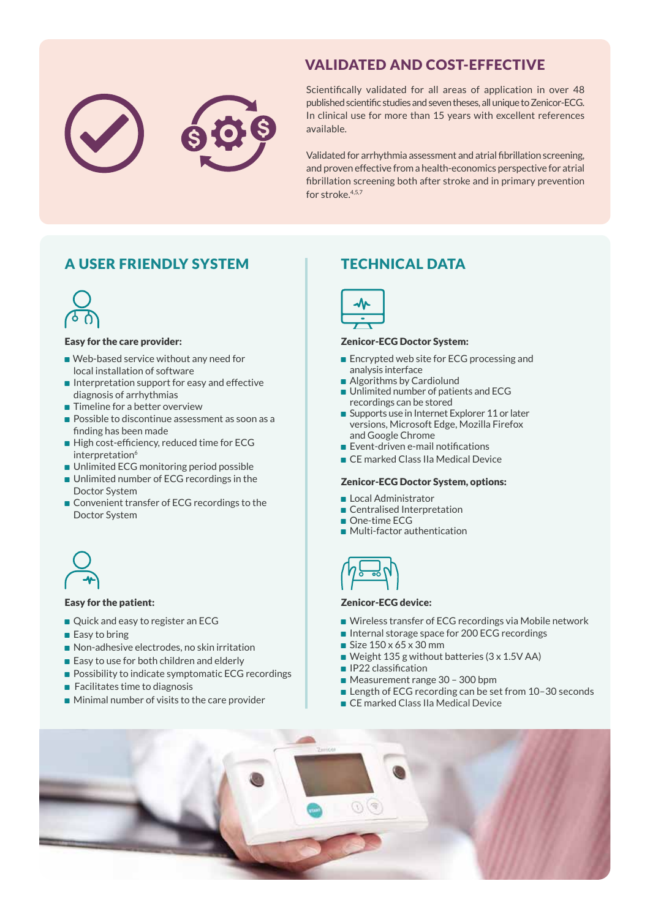## VALIDATED AND COST-EFFECTIVE

Scientifically validated for all areas of application in over 48 published scientific studies and seven theses, all unique to Zenicor-ECG. In clinical use for more than 15 years with excellent references available.

Validated for arrhythmia assessment and atrial fibrillation screening, and proven effective from a health-economics perspective for atrial fibrillation screening both after stroke and in primary prevention for stroke.[4,5,7]

## A USER FRIENDLY SYSTEM

**Easy for the care provider:**

- Web-based service without any need for local installation of software
- Interpretation support for easy and effective diagnosis of arrhythmias
- Timeline for a better overview
- Possible to discontinue assessment as soon as a finding has been made
- High cost-efficiency, reduced time for ECG interpretation[6]
- Unlimited ECG monitoring period possible
- Unlimited number of ECG recordings in the Doctor System
- Convenient transfer of ECG recordings to the Doctor System

**Easy for the patient:**

- Quick and easy to register an ECG
- Easy to bring
- Non-adhesive electrodes, no skin irritation
- Easy to use for both children and elderly
- Possibility to indicate symptomatic ECG recordings
- Facilitates time to diagnosis
- Minimal number of visits to the care provider

## TECHNICAL DATA

**Zenicor-ECG Doctor System:**

- Encrypted web site for ECG processing and analysis interface
- Algorithms by Cardiolund
- Unlimited number of patients and ECG recordings can be stored
- Supports use in Internet Explorer 11 or later versions, Microsoft Edge, Mozilla Firefox and Google Chrome
- Event-driven e-mail notifications
- CE marked Class IIa Medical Device

**Zenicor-ECG Doctor System, options:**

- Local Administrator
- Centralised Interpretation
- One-time ECG
- Multi-factor authentication

**Zenicor-ECG device:**

- Wireless transfer of ECG recordings via Mobile network
- Internal storage space for 200 ECG recordings
- Size 150 x 65 x 30 mm
- Weight 135 g without batteries (3 x 1.5V AA)
- IP22 classification
- Measurement range 30 – 300 bpm
- Length of ECG recording can be set from 10–30 seconds
- CE marked Class IIa Medical Device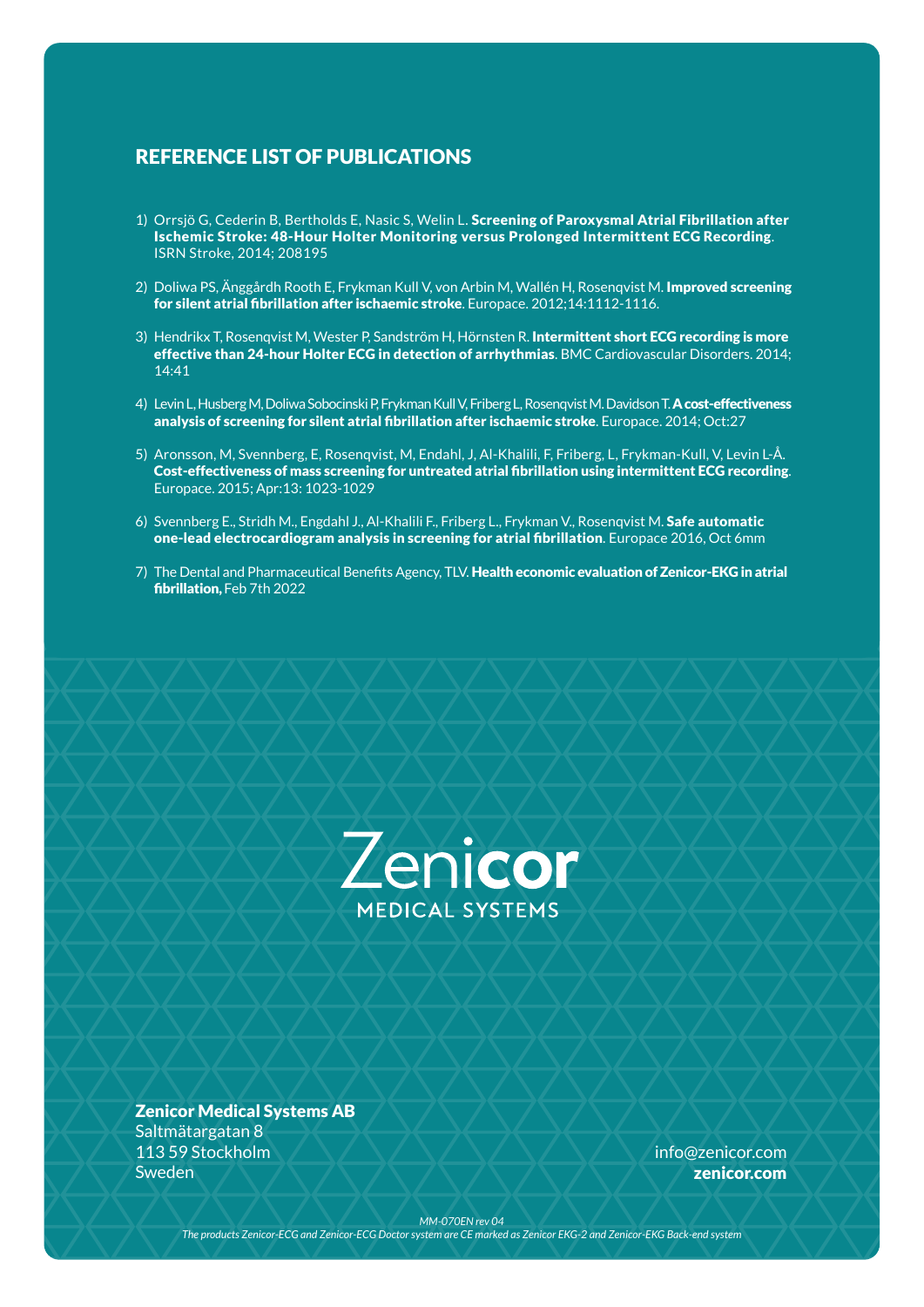## REFERENCE LIST OF PUBLICATIONS

1) Orrsjö G, Cederin B, Bertholds E, Nasic S, Welin L. **Screening of Paroxysmal Atrial Fibrillation after Ischemic Stroke: 48-Hour Holter Monitoring versus Prolonged Intermittent ECG Recording**. ISRN Stroke, 2014; 208195

2) Doliwa PS, Änggårdh Rooth E, Frykman Kull V, von Arbin M, Wallén H, Rosenqvist M. **Improved screening for silent atrial fibrillation after ischaemic stroke**. Europace. 2012;14:1112-1116.

3) Hendrikx T, Rosenqvist M, Wester P, Sandström H, Hörnsten R. **Intermittent short ECG recording is more effective than 24-hour Holter ECG in detection of arrhythmias**. BMC Cardiovascular Disorders. 2014; 14:41

4) Levin L, Husberg M, Doliwa Sobocinski P, Frykman Kull V, Friberg L, Rosenqvist M. Davidson T. **A cost-effectiveness analysis of screening for silent atrial fibrillation after ischaemic stroke**. Europace. 2014; Oct:27

5) Aronsson, M, Svennberg, E, Rosenqvist, M, Endahl, J, Al-Khalili, F, Friberg, L, Frykman-Kull, V, Levin L-Å. **Cost-effectiveness of mass screening for untreated atrial fibrillation using intermittent ECG recording**. Europace. 2015; Apr:13: 1023-1029

6) Svennberg E., Stridh M., Engdahl J., Al-Khalili F., Friberg L., Frykman V., Rosenqvist M. **Safe automatic one-lead electrocardiogram analysis in screening for atrial fibrillation**. Europace 2016, Oct 6mm

7) The Dental and Pharmaceutical Benefits Agency, TLV. **Health economic evaluation of Zenicor-EKG in atrial fibrillation,** Feb 7th 2022

Zenicor
MEDICAL SYSTEMS

**Zenicor Medical Systems AB**
Saltmätargatan 8
113 59 Stockholm
Sweden

info@zenicor.com
**zenicor.com**

*MM-070EN rev 04*
*The products Zenicor-ECG and Zenicor-ECG Doctor system are CE marked as Zenicor EKG-2 and Zenicor-EKG Back-end system*